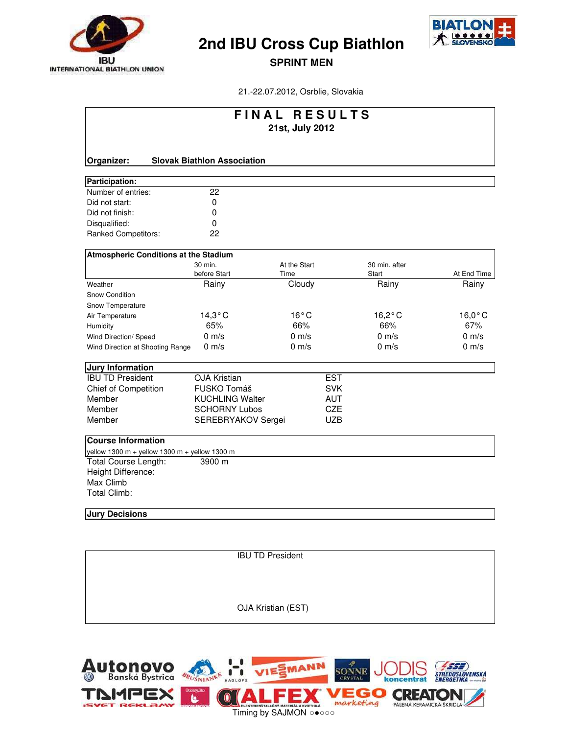# 2nd IBU Cross Cup Biathlon

## SPRINT MEN

21.-22.07.2012, Osrblie, Slovakia

## FINAL RESULTS

**21st, July 2012**

**Organizer:** **Slovak Biathlon Association**

**Participation:**

| | |
|---|---|
| Number of entries: | 22 |
| Did not start: | 0 |
| Did not finish: | 0 |
| Disqualified: | 0 |
| Ranked Competitors: | 22 |

**Atmospheric Conditions at the Stadium**

| | 30 min. before Start | At the Start Time | 30 min. after Start | At End Time |
|---|---|---|---|---|
| Weather | Rainy | Cloudy | Rainy | Rainy |
| Snow Condition | | | | |
| Snow Temperature | | | | |
| Air Temperature | 14,3°C | 16°C | 16,2°C | 16,0°C |
| Humidity | 65% | 66% | 66% | 67% |
| Wind Direction/ Speed | 0 m/s | 0 m/s | 0 m/s | 0 m/s |
| Wind Direction at Shooting Range | 0 m/s | 0 m/s | 0 m/s | 0 m/s |

**Jury Information**

| | | |
|---|---|---|
| IBU TD President | OJA Kristian | EST |
| Chief of Competition | FUSKO Tomáš | SVK |
| Member | KUCHLING Walter | AUT |
| Member | SCHORNY Lubos | CZE |
| Member | SEREBRYAKOV Sergei | UZB |

**Course Information**

yellow 1300 m + yellow 1300 m + yellow 1300 m

| | |
|---|---|
| Total Course Length: | 3900 m |
| Height Difference: | |
| Max Climb | |
| Total Climb: | |

**Jury Decisions**

IBU TD President

OJA Kristian (EST)

Timing by SAJMON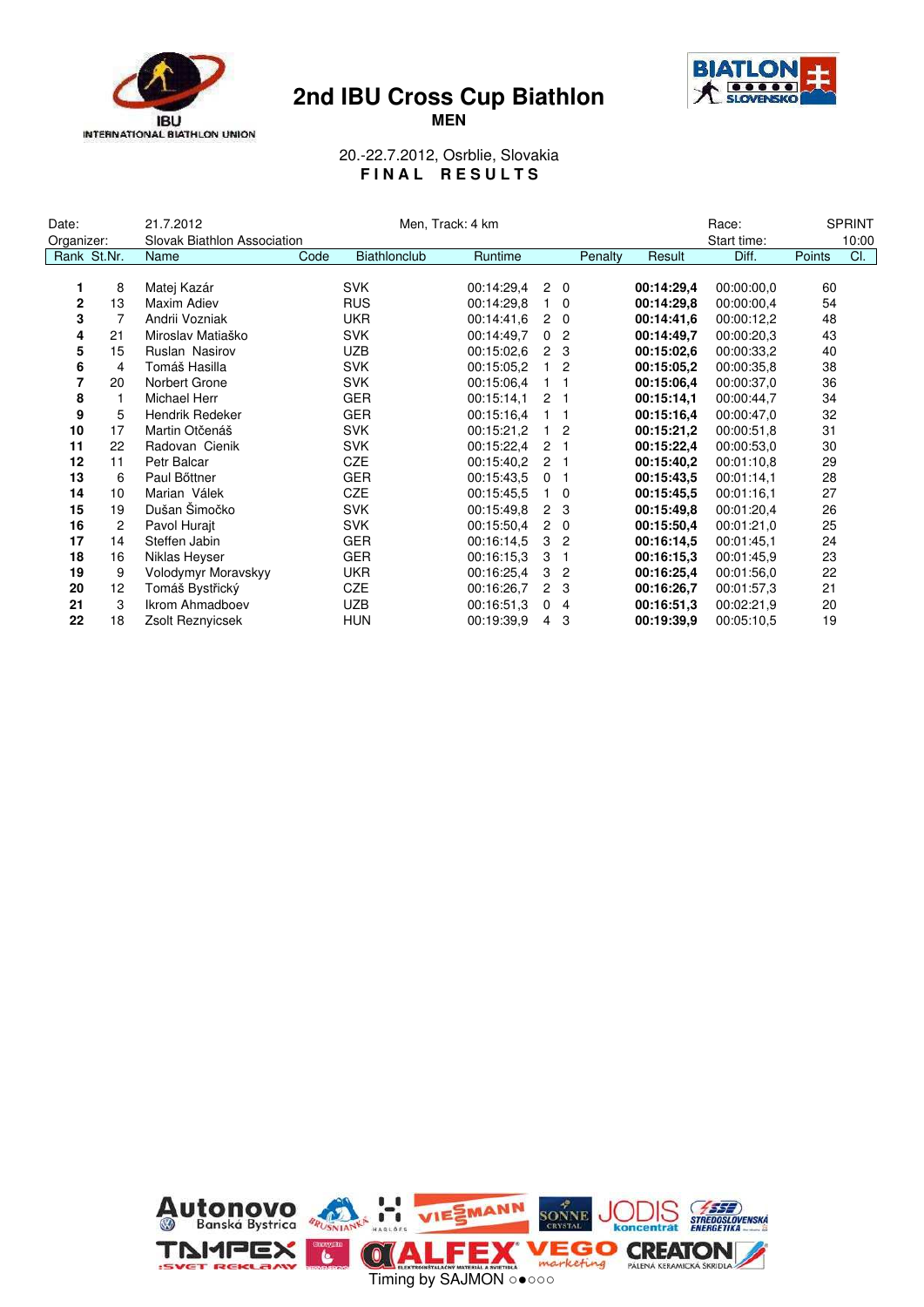# 2nd IBU Cross Cup Biathlon

**MEN**

20.-22.7.2012, Osrblie, Slovakia

**F I N A L   R E S U L T S**

| Date: | 21.7.2012 | Men, Track: 4 km | Race: | SPRINT |
|---|---|---|---|---|
| Organizer: | Slovak Biathlon Association | | Start time: | 10:00 |

| Rank | St.Nr. | Name | Code | Biathlonclub | Runtime | Penalty | | Result | Diff. | Points | Cl. |
|---|---|---|---|---|---|---|---|---|---|---|---|
| **1** | 8 | Matej Kazár | SVK | | 00:14:29,4 | 2 | 0 | **00:14:29,4** | 00:00:00,0 | 60 | |
| **2** | 13 | Maxim Adiev | RUS | | 00:14:29,8 | 1 | 0 | **00:14:29,8** | 00:00:00,4 | 54 | |
| **3** | 7 | Andrii Vozniak | UKR | | 00:14:41,6 | 2 | 0 | **00:14:41,6** | 00:00:12,2 | 48 | |
| **4** | 21 | Miroslav Matiaško | SVK | | 00:14:49,7 | 0 | 2 | **00:14:49,7** | 00:00:20,3 | 43 | |
| **5** | 15 | Ruslan Nasirov | UZB | | 00:15:02,6 | 2 | 3 | **00:15:02,6** | 00:00:33,2 | 40 | |
| **6** | 4 | Tomáš Hasilla | SVK | | 00:15:05,2 | 1 | 2 | **00:15:05,2** | 00:00:35,8 | 38 | |
| **7** | 20 | Norbert Grone | SVK | | 00:15:06,4 | 1 | 1 | **00:15:06,4** | 00:00:37,0 | 36 | |
| **8** | 1 | Michael Herr | GER | | 00:15:14,1 | 2 | 1 | **00:15:14,1** | 00:00:44,7 | 34 | |
| **9** | 5 | Hendrik Redeker | GER | | 00:15:16,4 | 1 | 1 | **00:15:16,4** | 00:00:47,0 | 32 | |
| **10** | 17 | Martin Otčenáš | SVK | | 00:15:21,2 | 1 | 2 | **00:15:21,2** | 00:00:51,8 | 31 | |
| **11** | 22 | Radovan Cienik | SVK | | 00:15:22,4 | 2 | 1 | **00:15:22,4** | 00:00:53,0 | 30 | |
| **12** | 11 | Petr Balcar | CZE | | 00:15:40,2 | 2 | 1 | **00:15:40,2** | 00:01:10,8 | 29 | |
| **13** | 6 | Paul Bőttner | GER | | 00:15:43,5 | 0 | 1 | **00:15:43,5** | 00:01:14,1 | 28 | |
| **14** | 10 | Marian Válek | CZE | | 00:15:45,5 | 1 | 0 | **00:15:45,5** | 00:01:16,1 | 27 | |
| **15** | 19 | Dušan Šimočko | SVK | | 00:15:49,8 | 2 | 3 | **00:15:49,8** | 00:01:20,4 | 26 | |
| **16** | 2 | Pavol Hurajt | SVK | | 00:15:50,4 | 2 | 0 | **00:15:50,4** | 00:01:21,0 | 25 | |
| **17** | 14 | Steffen Jabin | GER | | 00:16:14,5 | 3 | 2 | **00:16:14,5** | 00:01:45,1 | 24 | |
| **18** | 16 | Niklas Heyser | GER | | 00:16:15,3 | 3 | 1 | **00:16:15,3** | 00:01:45,9 | 23 | |
| **19** | 9 | Volodymyr Moravskyy | UKR | | 00:16:25,4 | 3 | 2 | **00:16:25,4** | 00:01:56,0 | 22 | |
| **20** | 12 | Tomáš Bystřický | CZE | | 00:16:26,7 | 2 | 3 | **00:16:26,7** | 00:01:57,3 | 21 | |
| **21** | 3 | Ikrom Ahmadboev | UZB | | 00:16:51,3 | 0 | 4 | **00:16:51,3** | 00:02:21,9 | 20 | |
| **22** | 18 | Zsolt Reznyicsek | HUN | | 00:19:39,9 | 4 | 3 | **00:19:39,9** | 00:05:10,5 | 19 | |

Timing by SAJMON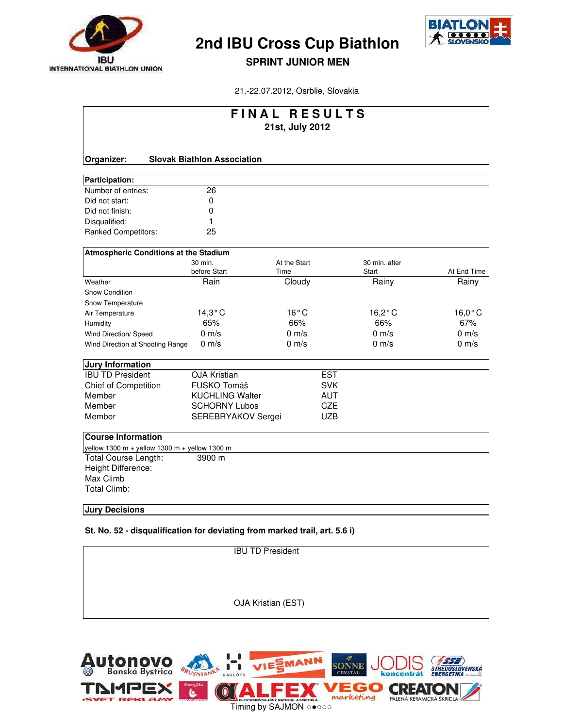# 2nd IBU Cross Cup Biathlon

## SPRINT JUNIOR MEN

21.-22.07.2012, Osrblie, Slovakia

## FINAL RESULTS

**21st, July 2012**

**Organizer:** **Slovak Biathlon Association**

**Participation:**

| | |
|---|---|
| Number of entries: | 26 |
| Did not start: | 0 |
| Did not finish: | 0 |
| Disqualified: | 1 |
| Ranked Competitors: | 25 |

**Atmospheric Conditions at the Stadium**

| | 30 min. before Start | At the Start Time | 30 min. after Start | At End Time |
|---|---|---|---|---|
| Weather | Rain | Cloudy | Rainy | Rainy |
| Snow Condition | | | | |
| Snow Temperature | | | | |
| Air Temperature | 14,3°C | 16°C | 16,2°C | 16,0°C |
| Humidity | 65% | 66% | 66% | 67% |
| Wind Direction/ Speed | 0 m/s | 0 m/s | 0 m/s | 0 m/s |
| Wind Direction at Shooting Range | 0 m/s | 0 m/s | 0 m/s | 0 m/s |

**Jury Information**

| | | |
|---|---|---|
| IBU TD President | OJA Kristian | EST |
| Chief of Competition | FUSKO Tomáš | SVK |
| Member | KUCHLING Walter | AUT |
| Member | SCHORNY Lubos | CZE |
| Member | SEREBRYAKOV Sergei | UZB |

**Course Information**

yellow 1300 m + yellow 1300 m + yellow 1300 m

| | |
|---|---|
| Total Course Length: | 3900 m |
| Height Difference: | |
| Max Climb | |
| Total Climb: | |

**Jury Decisions**

**St. No. 52 - disqualification for deviating from marked trail, art. 5.6 i)**

IBU TD President

OJA Kristian (EST)

Timing by SAJMON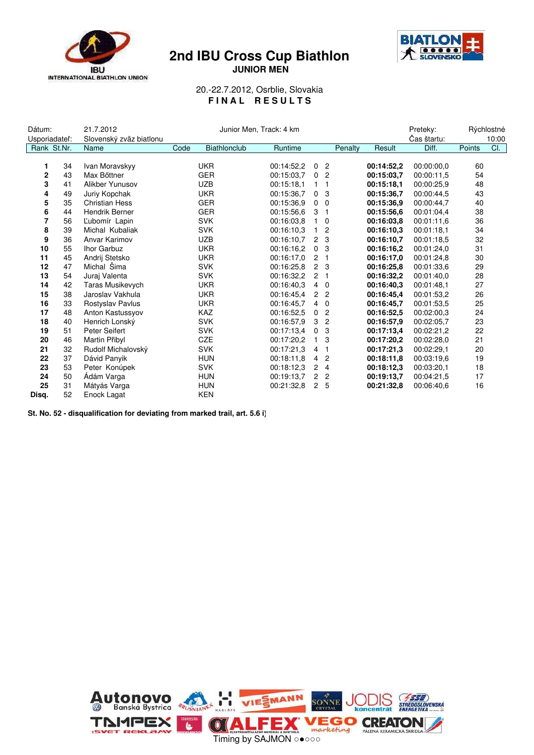# 2nd IBU Cross Cup Biathlon

**JUNIOR MEN**

20.-22.7.2012, Osrblie, Slovakia

**F I N A L   R E S U L T S**

| Dátum: | 21.7.2012 | | Junior Men, Track: 4 km | | | | Preteky: | Rýchlostné |
|---|---|---|---|---|---|---|---|---|
| Usporiadateľ: | Slovenský zväz biatlonu | | | | | | Čas štartu: | 10:00 |

| Rank | St.Nr. | Name | Code | Biathlonclub | Runtime | Penalty | | Result | Diff. | Points | Cl. |
|---|---|---|---|---|---|---|---|---|---|---|---|
| **1** | 34 | Ivan Moravskyy | | UKR | 00:14:52,2 | 0 | 2 | **00:14:52,2** | 00:00:00,0 | 60 | |
| **2** | 43 | Max Bőttner | | GER | 00:15:03,7 | 0 | 2 | **00:15:03,7** | 00:00:11,5 | 54 | |
| **3** | 41 | Alikber Yunusov | | UZB | 00:15:18,1 | 1 | 1 | **00:15:18,1** | 00:00:25,9 | 48 | |
| **4** | 49 | Juriy Kopchak | | UKR | 00:15:36,7 | 0 | 3 | **00:15:36,7** | 00:00:44,5 | 43 | |
| **5** | 35 | Christian Hess | | GER | 00:15:36,9 | 0 | 0 | **00:15:36,9** | 00:00:44,7 | 40 | |
| **6** | 44 | Hendrik Berner | | GER | 00:15:56,6 | 3 | 1 | **00:15:56,6** | 00:01:04,4 | 38 | |
| **7** | 56 | Ľubomír Lapin | | SVK | 00:16:03,8 | 1 | 0 | **00:16:03,8** | 00:01:11,6 | 36 | |
| **8** | 39 | Michal Kubaliak | | SVK | 00:16:10,3 | 1 | 2 | **00:16:10,3** | 00:01:18,1 | 34 | |
| **9** | 36 | Anvar Karimov | | UZB | 00:16:10,7 | 2 | 3 | **00:16:10,7** | 00:01:18,5 | 32 | |
| **10** | 55 | Ihor Garbuz | | UKR | 00:16:16,2 | 0 | 3 | **00:16:16,2** | 00:01:24,0 | 31 | |
| **11** | 45 | Andrij Stetsko | | UKR | 00:16:17,0 | 2 | 1 | **00:16:17,0** | 00:01:24,8 | 30 | |
| **12** | 47 | Michal Šima | | SVK | 00:16:25,8 | 2 | 3 | **00:16:25,8** | 00:01:33,6 | 29 | |
| **13** | 54 | Juraj Valenta | | SVK | 00:16:32,2 | 2 | 1 | **00:16:32,2** | 00:01:40,0 | 28 | |
| **14** | 42 | Taras Musikevych | | UKR | 00:16:40,3 | 4 | 0 | **00:16:40,3** | 00:01:48,1 | 27 | |
| **15** | 38 | Jaroslav Vakhula | | UKR | 00:16:45,4 | 2 | 2 | **00:16:45,4** | 00:01:53,2 | 26 | |
| **16** | 33 | Rostyslav Pavlus | | UKR | 00:16:45,7 | 4 | 0 | **00:16:45,7** | 00:01:53,5 | 25 | |
| **17** | 48 | Anton Kastussyov | | KAZ | 00:16:52,5 | 0 | 2 | **00:16:52,5** | 00:02:00,3 | 24 | |
| **18** | 40 | Henrich Lonský | | SVK | 00:16:57,9 | 3 | 2 | **00:16:57,9** | 00:02:05,7 | 23 | |
| **19** | 51 | Peter Seifert | | SVK | 00:17:13,4 | 0 | 3 | **00:17:13,4** | 00:02:21,2 | 22 | |
| **20** | 46 | Martin Přibyl | | CZE | 00:17:20,2 | 1 | 3 | **00:17:20,2** | 00:02:28,0 | 21 | |
| **21** | 32 | Rudolf Michalovský | | SVK | 00:17:21,3 | 4 | 1 | **00:17:21,3** | 00:02:29,1 | 20 | |
| **22** | 37 | Dávid Panyik | | HUN | 00:18:11,8 | 4 | 2 | **00:18:11,8** | 00:03:19,6 | 19 | |
| **23** | 53 | Peter Konúpek | | SVK | 00:18:12,3 | 2 | 4 | **00:18:12,3** | 00:03:20,1 | 18 | |
| **24** | 50 | Ádám Varga | | HUN | 00:19:13,7 | 2 | 2 | **00:19:13,7** | 00:04:21,5 | 17 | |
| **25** | 31 | Mátyás Varga | | HUN | 00:21:32,8 | 2 | 5 | **00:21:32,8** | 00:06:40,6 | 16 | |
| **Disq.** | 52 | Enock Lagat | | KEN | | | | | | | |

**St. No. 52 - disqualification for deviating from marked trail, art. 5.6 i)**

Timing by SAJMON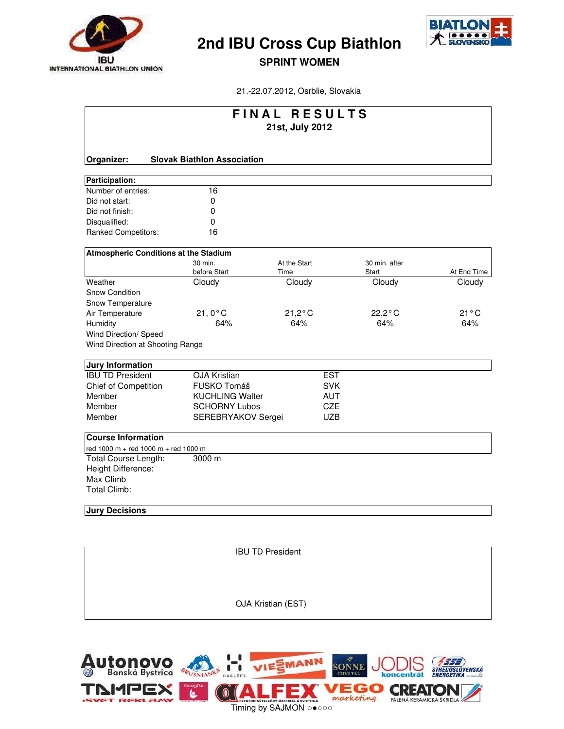# 2nd IBU Cross Cup Biathlon

## SPRINT WOMEN

21.-22.07.2012, Osrblie, Slovakia

## F I N A L   R E S U L T S

**21st, July 2012**

**Organizer:** **Slovak Biathlon Association**

| **Participation:** | |
|---|---|
| Number of entries: | 16 |
| Did not start: | 0 |
| Did not finish: | 0 |
| Disqualified: | 0 |
| Ranked Competitors: | 16 |

| **Atmospheric Conditions at the Stadium** | 30 min. before Start | At the Start Time | 30 min. after Start | At End Time |
|---|---|---|---|---|
| Weather | Cloudy | Cloudy | Cloudy | Cloudy |
| Snow Condition | | | | |
| Snow Temperature | | | | |
| Air Temperature | 21, 0°C | 21,2°C | 22,2°C | 21°C |
| Humidity | 64% | 64% | 64% | 64% |
| Wind Direction/ Speed | | | | |
| Wind Direction at Shooting Range | | | | |

| **Jury Information** | | |
|---|---|---|
| IBU TD President | OJA Kristian | EST |
| Chief of Competition | FUSKO Tomáš | SVK |
| Member | KUCHLING Walter | AUT |
| Member | SCHORNY Lubos | CZE |
| Member | SEREBRYAKOV Sergei | UZB |

**Course Information**

red 1000 m + red 1000 m + red 1000 m

| | |
|---|---|
| Total Course Length: | 3000 m |
| Height Difference: | |
| Max Climb | |
| Total Climb: | |

**Jury Decisions**

IBU TD President

OJA Kristian (EST)

Timing by SAJMON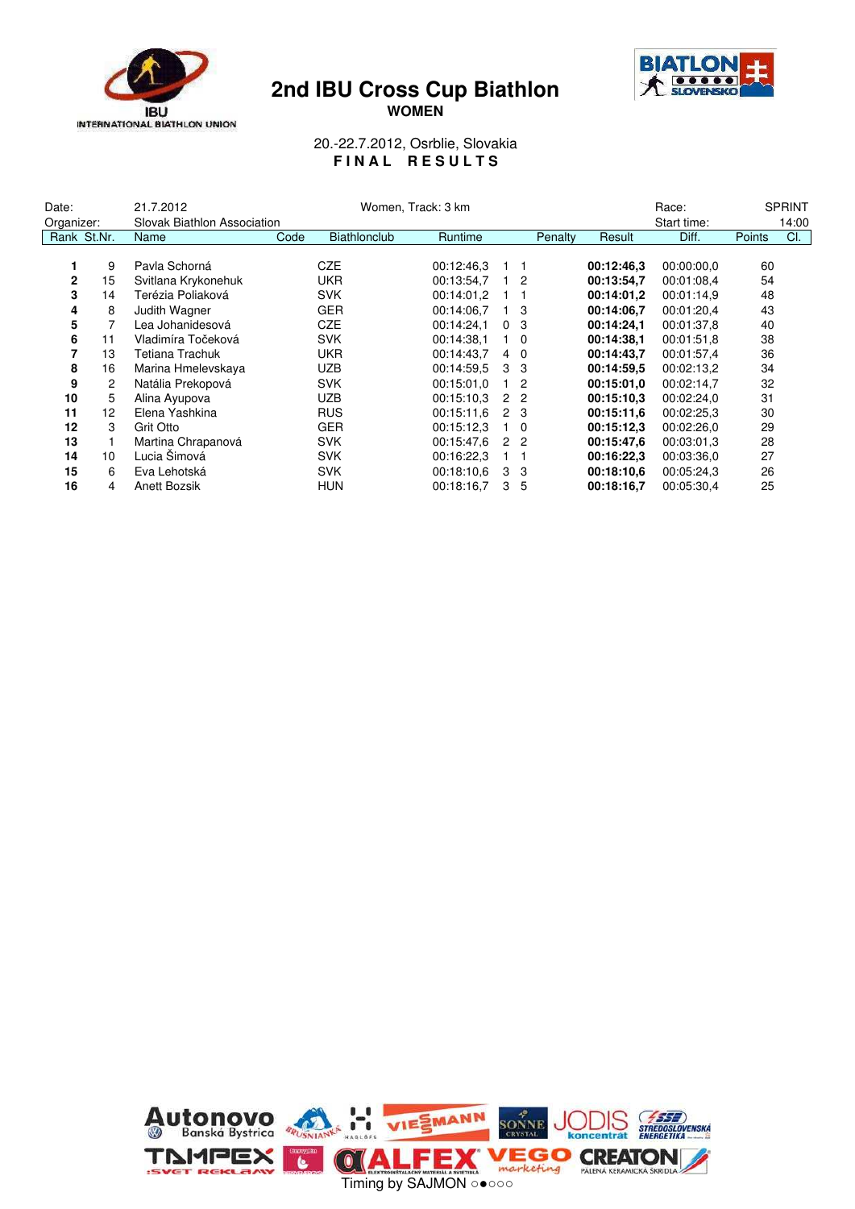# 2nd IBU Cross Cup Biathlon

**WOMEN**

20.-22.7.2012, Osrblie, Slovakia

**FINAL RESULTS**

Date: 21.7.2012 — Women, Track: 3 km — Race: SPRINT

Organizer: Slovak Biathlon Association — Start time: 14:00

| Rank | St.Nr. | Name | Code | Biathlonclub | Runtime | Penalty | | Result | Diff. | Points | Cl. |
|---|---|---|---|---|---|---|---|---|---|---|---|
| **1** | 9 | Pavla Schorná | CZE | | 00:12:46,3 | 1 | 1 | **00:12:46,3** | 00:00:00,0 | 60 | |
| **2** | 15 | Svitlana Krykonehuk | UKR | | 00:13:54,7 | 1 | 2 | **00:13:54,7** | 00:01:08,4 | 54 | |
| **3** | 14 | Terézia Poliaková | SVK | | 00:14:01,2 | 1 | 1 | **00:14:01,2** | 00:01:14,9 | 48 | |
| **4** | 8 | Judith Wagner | GER | | 00:14:06,7 | 1 | 3 | **00:14:06,7** | 00:01:20,4 | 43 | |
| **5** | 7 | Lea Johanidesová | CZE | | 00:14:24,1 | 0 | 3 | **00:14:24,1** | 00:01:37,8 | 40 | |
| **6** | 11 | Vladimíra Točeková | SVK | | 00:14:38,1 | 1 | 0 | **00:14:38,1** | 00:01:51,8 | 38 | |
| **7** | 13 | Tetiana Trachuk | UKR | | 00:14:43,7 | 4 | 0 | **00:14:43,7** | 00:01:57,4 | 36 | |
| **8** | 16 | Marina Hmelevskaya | UZB | | 00:14:59,5 | 3 | 3 | **00:14:59,5** | 00:02:13,2 | 34 | |
| **9** | 2 | Natália Prekopová | SVK | | 00:15:01,0 | 1 | 2 | **00:15:01,0** | 00:02:14,7 | 32 | |
| **10** | 5 | Alina Ayupova | UZB | | 00:15:10,3 | 2 | 2 | **00:15:10,3** | 00:02:24,0 | 31 | |
| **11** | 12 | Elena Yashkina | RUS | | 00:15:11,6 | 2 | 3 | **00:15:11,6** | 00:02:25,3 | 30 | |
| **12** | 3 | Grit Otto | GER | | 00:15:12,3 | 1 | 0 | **00:15:12,3** | 00:02:26,0 | 29 | |
| **13** | 1 | Martina Chrapanová | SVK | | 00:15:47,6 | 2 | 2 | **00:15:47,6** | 00:03:01,3 | 28 | |
| **14** | 10 | Lucia Šimová | SVK | | 00:16:22,3 | 1 | 1 | **00:16:22,3** | 00:03:36,0 | 27 | |
| **15** | 6 | Eva Lehotská | SVK | | 00:18:10,6 | 3 | 3 | **00:18:10,6** | 00:05:24,3 | 26 | |
| **16** | 4 | Anett Bozsik | HUN | | 00:18:16,7 | 3 | 5 | **00:18:16,7** | 00:05:30,4 | 25 | |

Timing by SAJMON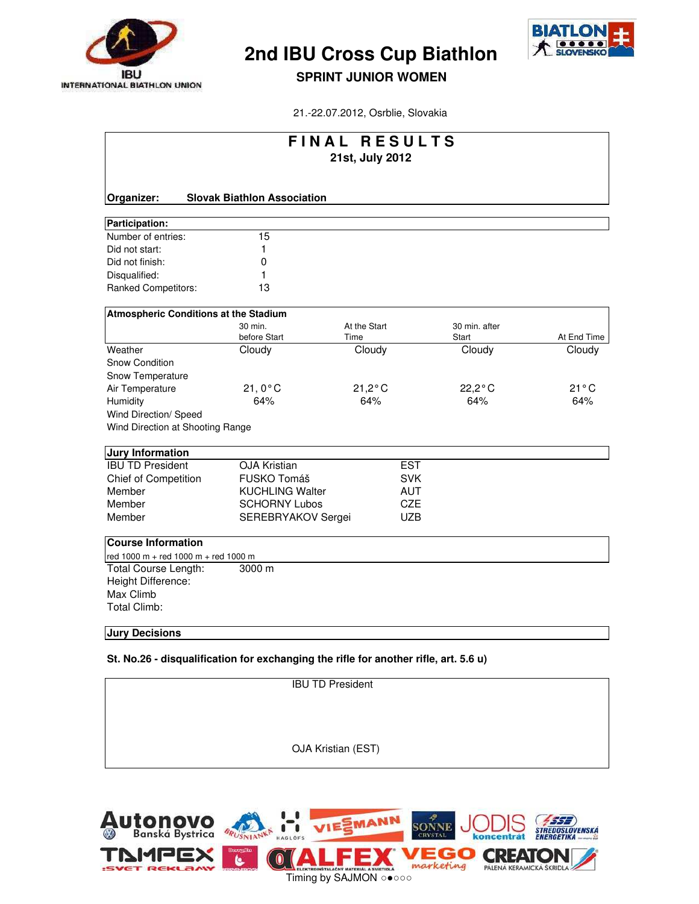# 2nd IBU Cross Cup Biathlon

## SPRINT JUNIOR WOMEN

21.-22.07.2012, Osrblie, Slovakia

## F I N A L   R E S U L T S

**21st, July 2012**

**Organizer:** **Slovak Biathlon Association**

| **Participation:** | |
|---|---|
| Number of entries: | 15 |
| Did not start: | 1 |
| Did not finish: | 0 |
| Disqualified: | 1 |
| Ranked Competitors: | 13 |

**Atmospheric Conditions at the Stadium**

| | 30 min. before Start | At the Start Time | 30 min. after Start | At End Time |
|---|---|---|---|---|
| Weather | Cloudy | Cloudy | Cloudy | Cloudy |
| Snow Condition | | | | |
| Snow Temperature | | | | |
| Air Temperature | 21, 0°C | 21,2°C | 22,2°C | 21°C |
| Humidity | 64% | 64% | 64% | 64% |
| Wind Direction/ Speed | | | | |
| Wind Direction at Shooting Range | | | | |

**Jury Information**

| | | |
|---|---|---|
| IBU TD President | OJA Kristian | EST |
| Chief of Competition | FUSKO Tomáš | SVK |
| Member | KUCHLING Walter | AUT |
| Member | SCHORNY Lubos | CZE |
| Member | SEREBRYAKOV Sergei | UZB |

**Course Information**

red 1000 m + red 1000 m + red 1000 m

| | |
|---|---|
| Total Course Length: | 3000 m |
| Height Difference: | |
| Max Climb | |
| Total Climb: | |

**Jury Decisions**

**St. No.26 - disqualification for exchanging the rifle for another rifle, art. 5.6 u)**

IBU TD President

OJA Kristian (EST)

Timing by SAJMON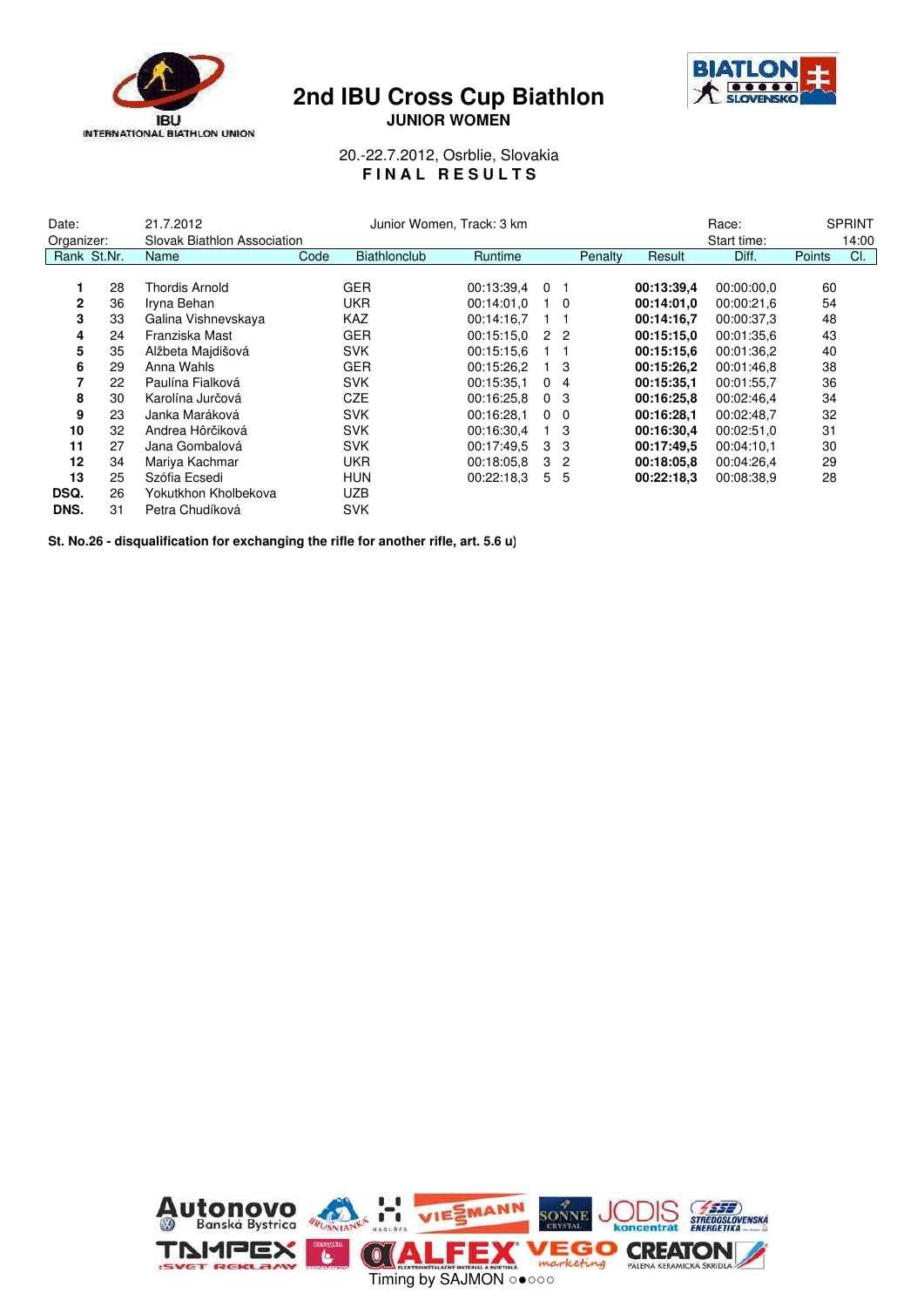# 2nd IBU Cross Cup Biathlon

## JUNIOR WOMEN

20.-22.7.2012, Osrblie, Slovakia

**FINAL RESULTS**

Date: 21.7.2012 — Junior Women, Track: 3 km — Race: SPRINT

Organizer: Slovak Biathlon Association — Start time: 14:00

| Rank | St.Nr. | Name | Code | Biathlonclub | Runtime | Penalty | | Result | Diff. | Points | Cl. |
|---|---|---|---|---|---|---|---|---|---|---|---|
| **1** | 28 | Thordis Arnold | GER | | 00:13:39,4 | 0 | 1 | **00:13:39,4** | 00:00:00,0 | 60 | |
| **2** | 36 | Iryna Behan | UKR | | 00:14:01,0 | 1 | 0 | **00:14:01,0** | 00:00:21,6 | 54 | |
| **3** | 33 | Galina Vishnevskaya | KAZ | | 00:14:16,7 | 1 | 1 | **00:14:16,7** | 00:00:37,3 | 48 | |
| **4** | 24 | Franziska Mast | GER | | 00:15:15,0 | 2 | 2 | **00:15:15,0** | 00:01:35,6 | 43 | |
| **5** | 35 | Alžbeta Majdišová | SVK | | 00:15:15,6 | 1 | 1 | **00:15:15,6** | 00:01:36,2 | 40 | |
| **6** | 29 | Anna Wahls | GER | | 00:15:26,2 | 1 | 3 | **00:15:26,2** | 00:01:46,8 | 38 | |
| **7** | 22 | Paulína Fialková | SVK | | 00:15:35,1 | 0 | 4 | **00:15:35,1** | 00:01:55,7 | 36 | |
| **8** | 30 | Karolína Jurčová | CZE | | 00:16:25,8 | 0 | 3 | **00:16:25,8** | 00:02:46,4 | 34 | |
| **9** | 23 | Janka Maráková | SVK | | 00:16:28,1 | 0 | 0 | **00:16:28,1** | 00:02:48,7 | 32 | |
| **10** | 32 | Andrea Hôrčiková | SVK | | 00:16:30,4 | 1 | 3 | **00:16:30,4** | 00:02:51,0 | 31 | |
| **11** | 27 | Jana Gombalová | SVK | | 00:17:49,5 | 3 | 3 | **00:17:49,5** | 00:04:10,1 | 30 | |
| **12** | 34 | Mariya Kachmar | UKR | | 00:18:05,8 | 3 | 2 | **00:18:05,8** | 00:04:26,4 | 29 | |
| **13** | 25 | Szófia Ecsedi | HUN | | 00:22:18,3 | 5 | 5 | **00:22:18,3** | 00:08:38,9 | 28 | |
| **DSQ.** | 26 | Yokutkhon Kholbekova | UZB | | | | | | | | |
| **DNS.** | 31 | Petra Chudíková | SVK | | | | | | | | |

**St. No.26 - disqualification for exchanging the rifle for another rifle, art. 5.6 u)**

Timing by SAJMON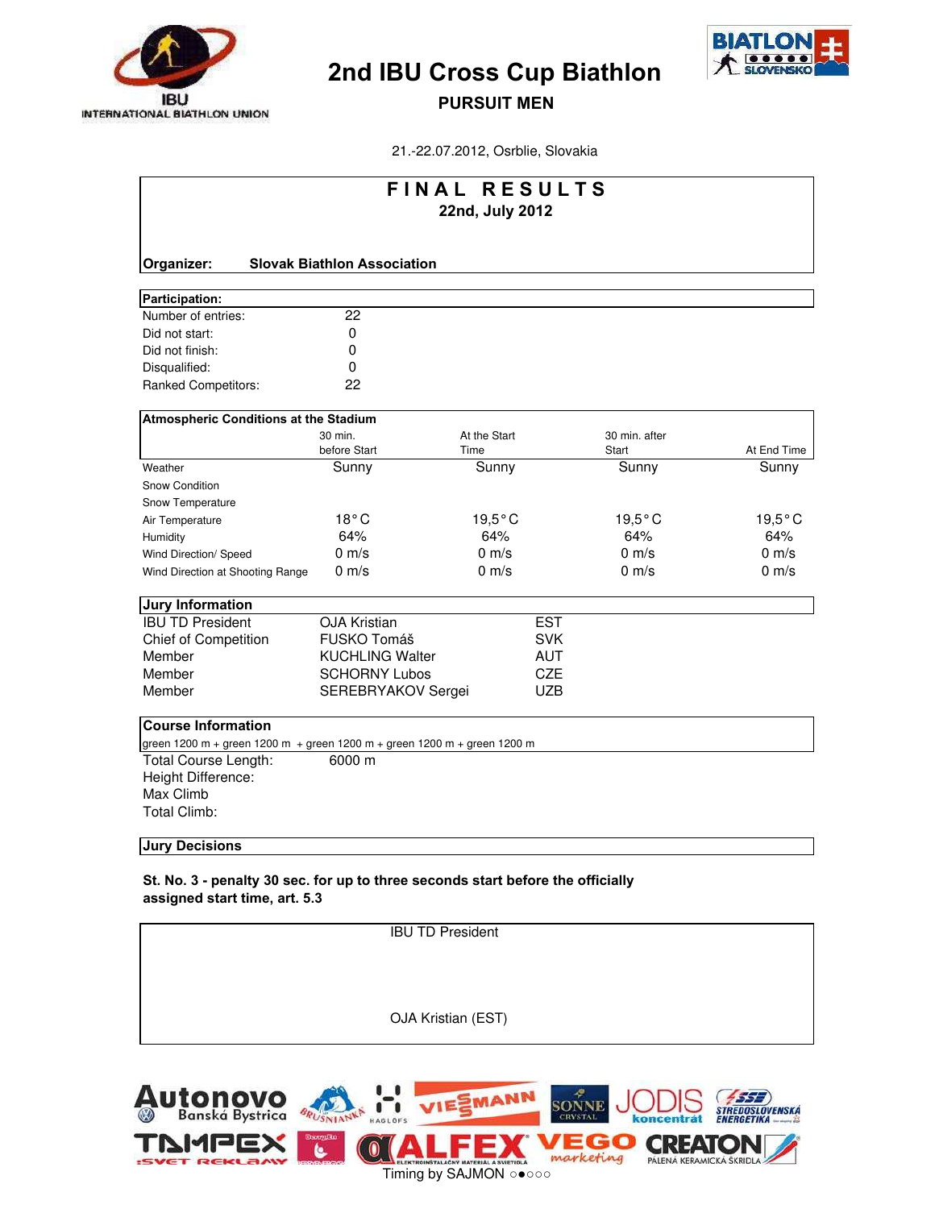# 2nd IBU Cross Cup Biathlon

## PURSUIT MEN

21.-22.07.2012, Osrblie, Slovakia

## F I N A L   R E S U L T S

**22nd, July 2012**

**Organizer:** **Slovak Biathlon Association**

| Participation: | |
|---|---|
| Number of entries: | 22 |
| Did not start: | 0 |
| Did not finish: | 0 |
| Disqualified: | 0 |
| Ranked Competitors: | 22 |

| Atmospheric Conditions at the Stadium | 30 min. before Start | At the Start Time | 30 min. after Start | At End Time |
|---|---|---|---|---|
| Weather | Sunny | Sunny | Sunny | Sunny |
| Snow Condition | | | | |
| Snow Temperature | | | | |
| Air Temperature | 18° C | 19,5° C | 19,5° C | 19,5° C |
| Humidity | 64% | 64% | 64% | 64% |
| Wind Direction/ Speed | 0 m/s | 0 m/s | 0 m/s | 0 m/s |
| Wind Direction at Shooting Range | 0 m/s | 0 m/s | 0 m/s | 0 m/s |

| Jury Information | | |
|---|---|---|
| IBU TD President | OJA Kristian | EST |
| Chief of Competition | FUSKO Tomáš | SVK |
| Member | KUCHLING Walter | AUT |
| Member | SCHORNY Lubos | CZE |
| Member | SEREBRYAKOV Sergei | UZB |

**Course Information**

green 1200 m + green 1200 m + green 1200 m + green 1200 m + green 1200 m

| | |
|---|---|
| Total Course Length: | 6000 m |
| Height Difference: | |
| Max Climb | |
| Total Climb: | |

**Jury Decisions**

**St. No. 3 - penalty 30 sec. for up to three seconds start before the officially assigned start time, art. 5.3**

IBU TD President

OJA Kristian (EST)

Timing by SAJMON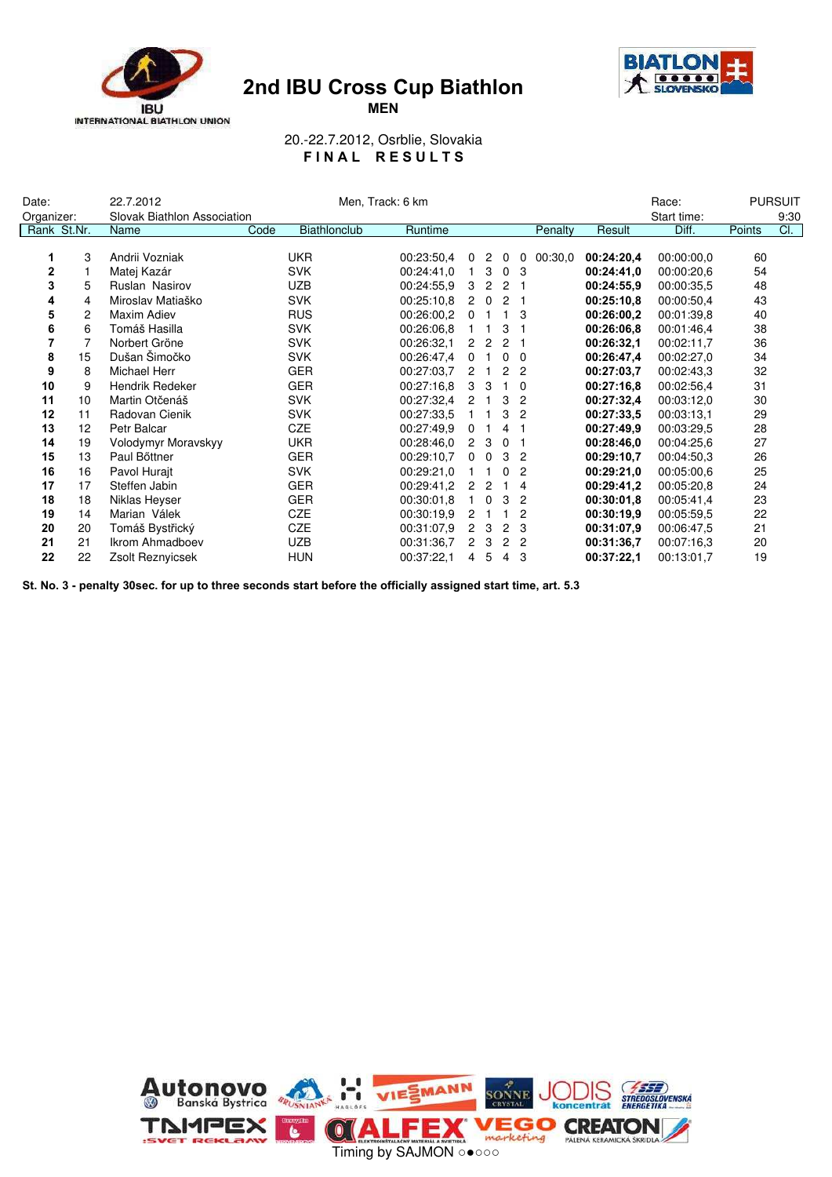# 2nd IBU Cross Cup Biathlon

**MEN**

20.-22.7.2012, Osrblie, Slovakia

**FINAL RESULTS**

| Date: | 22.7.2012 | Men, Track: 6 km | Race: | PURSUIT |
|---|---|---|---|---|
| Organizer: | Slovak Biathlon Association | | Start time: | 9:30 |

| Rank | St.Nr. | Name | Code | Biathlonclub | Runtime | | | | | Penalty | Result | Diff. | Points | Cl. |
|---|---|---|---|---|---|---|---|---|---|---|---|---|---|---|
| **1** | 3 | Andrii Vozniak | | UKR | 00:23:50,4 | 0 | 2 | 0 | 0 | 00:30,0 | **00:24:20,4** | 00:00:00,0 | 60 | |
| **2** | 1 | Matej Kazár | | SVK | 00:24:41,0 | 1 | 3 | 0 | 3 | | **00:24:41,0** | 00:00:20,6 | 54 | |
| **3** | 5 | Ruslan Nasirov | | UZB | 00:24:55,9 | 3 | 2 | 2 | 1 | | **00:24:55,9** | 00:00:35,5 | 48 | |
| **4** | 4 | Miroslav Matiaško | | SVK | 00:25:10,8 | 2 | 0 | 2 | 1 | | **00:25:10,8** | 00:00:50,4 | 43 | |
| **5** | 2 | Maxim Adiev | | RUS | 00:26:00,2 | 0 | 1 | 1 | 3 | | **00:26:00,2** | 00:01:39,8 | 40 | |
| **6** | 6 | Tomáš Hasilla | | SVK | 00:26:06,8 | 1 | 1 | 3 | 1 | | **00:26:06,8** | 00:01:46,4 | 38 | |
| **7** | 7 | Norbert Gröne | | SVK | 00:26:32,1 | 2 | 2 | 2 | 1 | | **00:26:32,1** | 00:02:11,7 | 36 | |
| **8** | 15 | Dušan Šimočko | | SVK | 00:26:47,4 | 0 | 1 | 0 | 0 | | **00:26:47,4** | 00:02:27,0 | 34 | |
| **9** | 8 | Michael Herr | | GER | 00:27:03,7 | 2 | 1 | 2 | 2 | | **00:27:03,7** | 00:02:43,3 | 32 | |
| **10** | 9 | Hendrik Redeker | | GER | 00:27:16,8 | 3 | 3 | 1 | 0 | | **00:27:16,8** | 00:02:56,4 | 31 | |
| **11** | 10 | Martin Otčenáš | | SVK | 00:27:32,4 | 2 | 1 | 3 | 2 | | **00:27:32,4** | 00:03:12,0 | 30 | |
| **12** | 11 | Radovan Cienik | | SVK | 00:27:33,5 | 1 | 1 | 3 | 2 | | **00:27:33,5** | 00:03:13,1 | 29 | |
| **13** | 12 | Petr Balcar | | CZE | 00:27:49,9 | 0 | 1 | 4 | 1 | | **00:27:49,9** | 00:03:29,5 | 28 | |
| **14** | 19 | Volodymyr Moravskyy | | UKR | 00:28:46,0 | 2 | 3 | 0 | 1 | | **00:28:46,0** | 00:04:25,6 | 27 | |
| **15** | 13 | Paul Bőttner | | GER | 00:29:10,7 | 0 | 0 | 3 | 2 | | **00:29:10,7** | 00:04:50,3 | 26 | |
| **16** | 16 | Pavol Hurajt | | SVK | 00:29:21,0 | 1 | 1 | 0 | 2 | | **00:29:21,0** | 00:05:00,6 | 25 | |
| **17** | 17 | Steffen Jabin | | GER | 00:29:41,2 | 2 | 2 | 1 | 4 | | **00:29:41,2** | 00:05:20,8 | 24 | |
| **18** | 18 | Niklas Heyser | | GER | 00:30:01,8 | 1 | 0 | 3 | 2 | | **00:30:01,8** | 00:05:41,4 | 23 | |
| **19** | 14 | Marian Válek | | CZE | 00:30:19,9 | 2 | 1 | 1 | 2 | | **00:30:19,9** | 00:05:59,5 | 22 | |
| **20** | 20 | Tomáš Bystřický | | CZE | 00:31:07,9 | 2 | 3 | 2 | 3 | | **00:31:07,9** | 00:06:47,5 | 21 | |
| **21** | 21 | Ikrom Ahmadboev | | UZB | 00:31:36,7 | 2 | 3 | 2 | 2 | | **00:31:36,7** | 00:07:16,3 | 20 | |
| **22** | 22 | Zsolt Reznyicsek | | HUN | 00:37:22,1 | 4 | 5 | 4 | 3 | | **00:37:22,1** | 00:13:01,7 | 19 | |

**St. No. 3 - penalty 30sec. for up to three seconds start before the officially assigned start time, art. 5.3**

Timing by SAJMON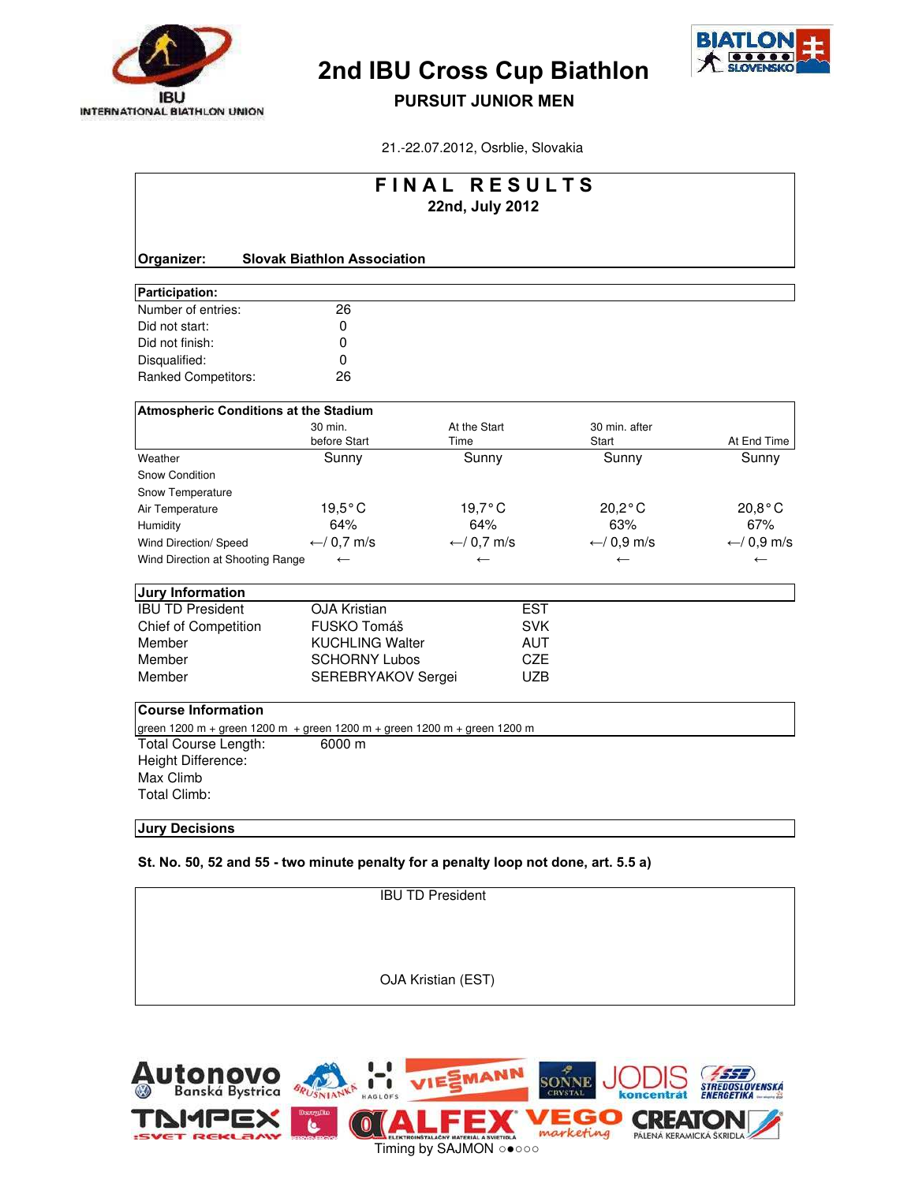# 2nd IBU Cross Cup Biathlon

## PURSUIT JUNIOR MEN

21.-22.07.2012, Osrblie, Slovakia

## FINAL RESULTS

**22nd, July 2012**

**Organizer:** **Slovak Biathlon Association**

| Participation: | |
|---|---|
| Number of entries: | 26 |
| Did not start: | 0 |
| Did not finish: | 0 |
| Disqualified: | 0 |
| Ranked Competitors: | 26 |

**Atmospheric Conditions at the Stadium**

| | 30 min. before Start | At the Start Time | 30 min. after Start | At End Time |
|---|---|---|---|---|
| Weather | Sunny | Sunny | Sunny | Sunny |
| Snow Condition | | | | |
| Snow Temperature | | | | |
| Air Temperature | 19,5° C | 19,7° C | 20,2° C | 20,8° C |
| Humidity | 64% | 64% | 63% | 67% |
| Wind Direction/ Speed | ←/ 0,7 m/s | ←/ 0,7 m/s | ←/ 0,9 m/s | ←/ 0,9 m/s |
| Wind Direction at Shooting Range | ← | ← | ← | ← |

**Jury Information**

| | | |
|---|---|---|
| IBU TD President | OJA Kristian | EST |
| Chief of Competition | FUSKO Tomáš | SVK |
| Member | KUCHLING Walter | AUT |
| Member | SCHORNY Lubos | CZE |
| Member | SEREBRYAKOV Sergei | UZB |

**Course Information**

green 1200 m + green 1200 m + green 1200 m + green 1200 m + green 1200 m

Total Course Length: 6000 m
Height Difference:
Max Climb
Total Climb:

**Jury Decisions**

**St. No. 50, 52 and 55 - two minute penalty for a penalty loop not done, art. 5.5 a)**

IBU TD President

OJA Kristian (EST)

Timing by SAJMON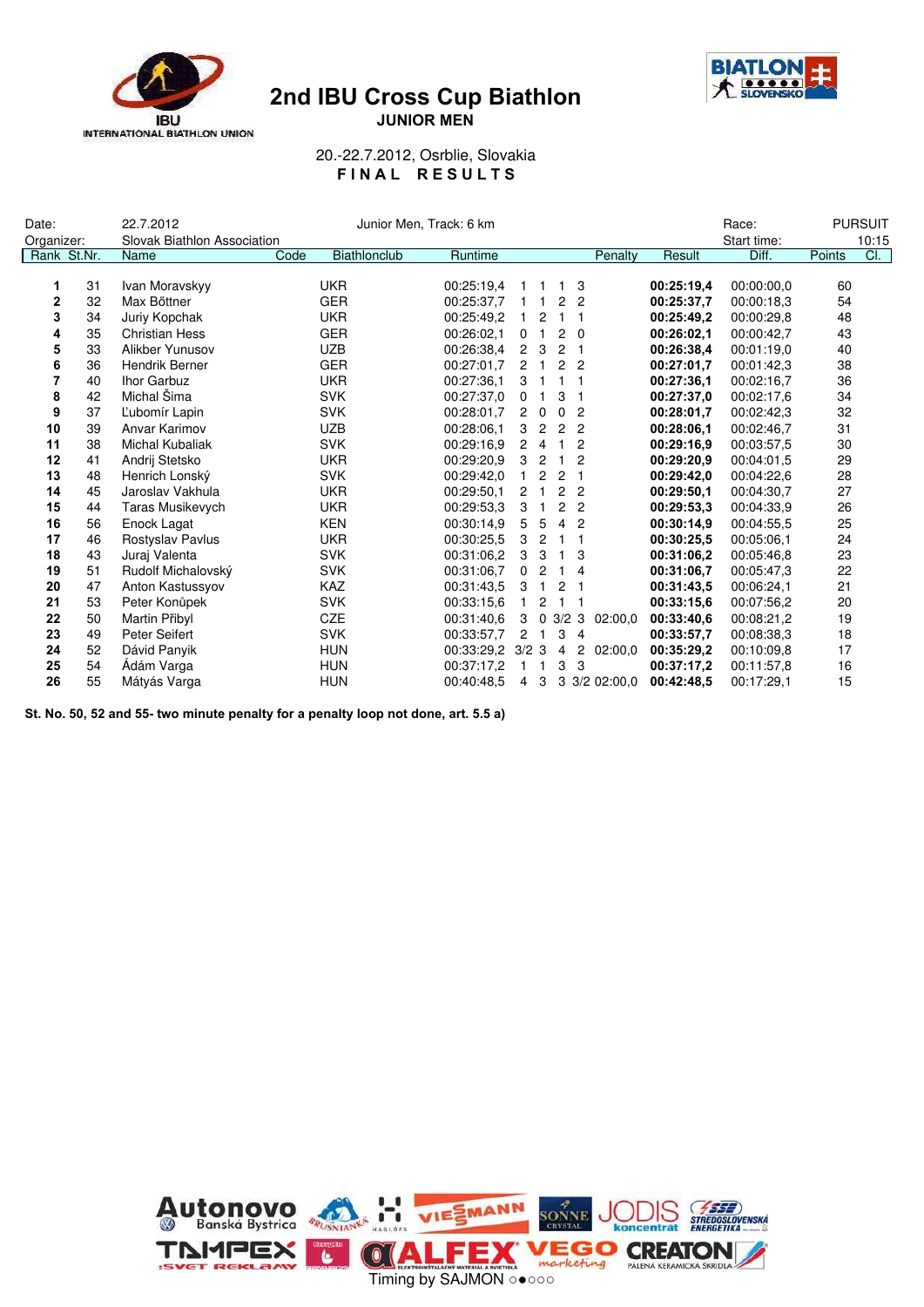# 2nd IBU Cross Cup Biathlon

**JUNIOR MEN**

20.-22.7.2012, Osrblie, Slovakia

**F I N A L   R E S U L T S**

| Date: | 22.7.2012 | Junior Men, Track: 6 km | Race: | PURSUIT |
|---|---|---|---|---|
| Organizer: | Slovak Biathlon Association | | Start time: | 10:15 |

| Rank | St.Nr. | Name | Code | Biathlonclub | Runtime | Shooting | Penalty | Result | Diff. | Points | Cl. |
|---|---|---|---|---|---|---|---|---|---|---|---|
| **1** | 31 | Ivan Moravskyy | UKR | | 00:25:19,4 | 1 1 1 3 | | **00:25:19,4** | 00:00:00,0 | 60 | |
| **2** | 32 | Max Bőttner | GER | | 00:25:37,7 | 1 1 2 2 | | **00:25:37,7** | 00:00:18,3 | 54 | |
| **3** | 34 | Juriy Kopchak | UKR | | 00:25:49,2 | 1 2 1 1 | | **00:25:49,2** | 00:00:29,8 | 48 | |
| **4** | 35 | Christian Hess | GER | | 00:26:02,1 | 0 1 2 0 | | **00:26:02,1** | 00:00:42,7 | 43 | |
| **5** | 33 | Alikber Yunusov | UZB | | 00:26:38,4 | 2 3 2 1 | | **00:26:38,4** | 00:01:19,0 | 40 | |
| **6** | 36 | Hendrik Berner | GER | | 00:27:01,7 | 2 1 2 2 | | **00:27:01,7** | 00:01:42,3 | 38 | |
| **7** | 40 | Ihor Garbuz | UKR | | 00:27:36,1 | 3 1 1 1 | | **00:27:36,1** | 00:02:16,7 | 36 | |
| **8** | 42 | Michal Šima | SVK | | 00:27:37,0 | 0 1 3 1 | | **00:27:37,0** | 00:02:17,6 | 34 | |
| **9** | 37 | Ľubomír Lapin | SVK | | 00:28:01,7 | 2 0 0 2 | | **00:28:01,7** | 00:02:42,3 | 32 | |
| **10** | 39 | Anvar Karimov | UZB | | 00:28:06,1 | 3 2 2 2 | | **00:28:06,1** | 00:02:46,7 | 31 | |
| **11** | 38 | Michal Kubaliak | SVK | | 00:29:16,9 | 2 4 1 2 | | **00:29:16,9** | 00:03:57,5 | 30 | |
| **12** | 41 | Andrij Stetsko | UKR | | 00:29:20,9 | 3 2 1 2 | | **00:29:20,9** | 00:04:01,5 | 29 | |
| **13** | 48 | Henrich Lonský | SVK | | 00:29:42,0 | 1 2 2 1 | | **00:29:42,0** | 00:04:22,6 | 28 | |
| **14** | 45 | Jaroslav Vakhula | UKR | | 00:29:50,1 | 2 1 2 2 | | **00:29:50,1** | 00:04:30,7 | 27 | |
| **15** | 44 | Taras Musikevych | UKR | | 00:29:53,3 | 3 1 2 2 | | **00:29:53,3** | 00:04:33,9 | 26 | |
| **16** | 56 | Enock Lagat | KEN | | 00:30:14,9 | 5 5 4 2 | | **00:30:14,9** | 00:04:55,5 | 25 | |
| **17** | 46 | Rostyslav Pavlus | UKR | | 00:30:25,5 | 3 2 1 1 | | **00:30:25,5** | 00:05:06,1 | 24 | |
| **18** | 43 | Juraj Valenta | SVK | | 00:31:06,2 | 3 3 1 3 | | **00:31:06,2** | 00:05:46,8 | 23 | |
| **19** | 51 | Rudolf Michalovský | SVK | | 00:31:06,7 | 0 2 1 4 | | **00:31:06,7** | 00:05:47,3 | 22 | |
| **20** | 47 | Anton Kastussyov | KAZ | | 00:31:43,5 | 3 1 2 1 | | **00:31:43,5** | 00:06:24,1 | 21 | |
| **21** | 53 | Peter Konůpek | SVK | | 00:33:15,6 | 1 2 1 1 | | **00:33:15,6** | 00:07:56,2 | 20 | |
| **22** | 50 | Martin Přibyl | CZE | | 00:31:40,6 | 3 0 3/2 3 | 02:00,0 | **00:33:40,6** | 00:08:21,2 | 19 | |
| **23** | 49 | Peter Seifert | SVK | | 00:33:57,7 | 2 1 3 4 | | **00:33:57,7** | 00:08:38,3 | 18 | |
| **24** | 52 | Dávid Panyik | HUN | | 00:33:29,2 | 3/2 3 4 2 | 02:00,0 | **00:35:29,2** | 00:10:09,8 | 17 | |
| **25** | 54 | Ádám Varga | HUN | | 00:37:17,2 | 1 1 3 3 | | **00:37:17,2** | 00:11:57,8 | 16 | |
| **26** | 55 | Mátyás Varga | HUN | | 00:40:48,5 | 4 3 3 3/2 | 02:00,0 | **00:42:48,5** | 00:17:29,1 | 15 | |

**St. No. 50, 52 and 55- two minute penalty for a penalty loop not done, art. 5.5 a)**

Timing by SAJMON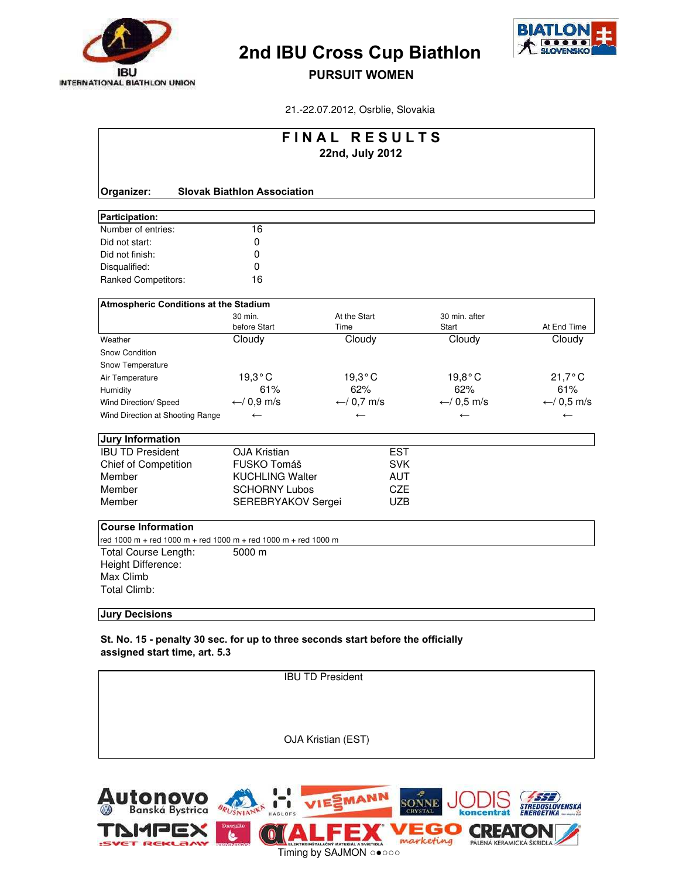# 2nd IBU Cross Cup Biathlon

## PURSUIT WOMEN

21.-22.07.2012, Osrblie, Slovakia

## FINAL RESULTS

**22nd, July 2012**

**Organizer: Slovak Biathlon Association**

| Participation: | |
|---|---|
| Number of entries: | 16 |
| Did not start: | 0 |
| Did not finish: | 0 |
| Disqualified: | 0 |
| Ranked Competitors: | 16 |

**Atmospheric Conditions at the Stadium**

| | 30 min. before Start | At the Start Time | 30 min. after Start | At End Time |
|---|---|---|---|---|
| Weather | Cloudy | Cloudy | Cloudy | Cloudy |
| Snow Condition | | | | |
| Snow Temperature | | | | |
| Air Temperature | 19,3°C | 19,3°C | 19,8°C | 21,7°C |
| Humidity | 61% | 62% | 62% | 61% |
| Wind Direction/ Speed | ←/ 0,9 m/s | ←/ 0,7 m/s | ←/ 0,5 m/s | ←/ 0,5 m/s |
| Wind Direction at Shooting Range | ← | ← | ← | ← |

**Jury Information**

| | | |
|---|---|---|
| IBU TD President | OJA Kristian | EST |
| Chief of Competition | FUSKO Tomáš | SVK |
| Member | KUCHLING Walter | AUT |
| Member | SCHORNY Lubos | CZE |
| Member | SEREBRYAKOV Sergei | UZB |

**Course Information**

red 1000 m + red 1000 m + red 1000 m + red 1000 m + red 1000 m

| | |
|---|---|
| Total Course Length: | 5000 m |
| Height Difference: | |
| Max Climb | |
| Total Climb: | |

**Jury Decisions**

**St. No. 15 - penalty 30 sec. for up to three seconds start before the officially assigned start time, art. 5.3**

IBU TD President

OJA Kristian (EST)

Timing by SAJMON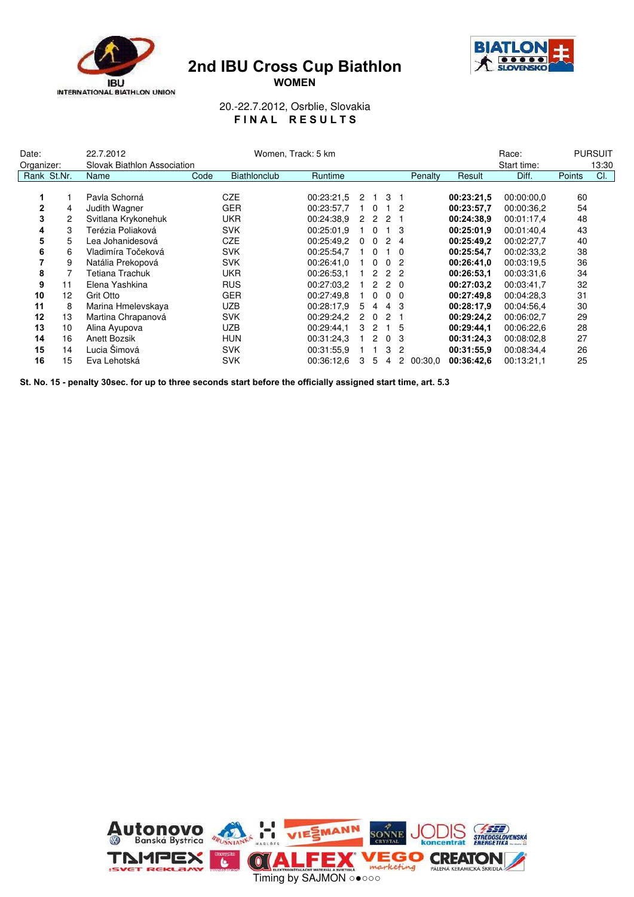# 2nd IBU Cross Cup Biathlon

**WOMEN**

20.-22.7.2012, Osrblie, Slovakia

**FINAL RESULTS**

| Date: | 22.7.2012 | Women, Track: 5 km | Race: | PURSUIT |
|---|---|---|---|---|
| Organizer: | Slovak Biathlon Association | | Start time: | 13:30 |

| Rank | St.Nr. | Name | Code | Biathlonclub | Runtime | | | | | Penalty | Result | Diff. | Points | Cl. |
|---|---|---|---|---|---|---|---|---|---|---|---|---|---|---|
| **1** | 1 | Pavla Schorná | | CZE | 00:23:21,5 | 2 | 1 | 3 | 1 | | **00:23:21,5** | 00:00:00,0 | 60 | |
| **2** | 4 | Judith Wagner | | GER | 00:23:57,7 | 1 | 0 | 1 | 2 | | **00:23:57,7** | 00:00:36,2 | 54 | |
| **3** | 2 | Svitlana Krykonehuk | | UKR | 00:24:38,9 | 2 | 2 | 2 | 1 | | **00:24:38,9** | 00:01:17,4 | 48 | |
| **4** | 3 | Terézia Poliaková | | SVK | 00:25:01,9 | 1 | 0 | 1 | 3 | | **00:25:01,9** | 00:01:40,4 | 43 | |
| **5** | 5 | Lea Johanidesová | | CZE | 00:25:49,2 | 0 | 0 | 2 | 4 | | **00:25:49,2** | 00:02:27,7 | 40 | |
| **6** | 6 | Vladimíra Točeková | | SVK | 00:25:54,7 | 1 | 0 | 1 | 0 | | **00:25:54,7** | 00:02:33,2 | 38 | |
| **7** | 9 | Natália Prekopová | | SVK | 00:26:41,0 | 1 | 0 | 0 | 2 | | **00:26:41,0** | 00:03:19,5 | 36 | |
| **8** | 7 | Tetiana Trachuk | | UKR | 00:26:53,1 | 1 | 2 | 2 | 2 | | **00:26:53,1** | 00:03:31,6 | 34 | |
| **9** | 11 | Elena Yashkina | | RUS | 00:27:03,2 | 1 | 2 | 2 | 0 | | **00:27:03,2** | 00:03:41,7 | 32 | |
| **10** | 12 | Grit Otto | | GER | 00:27:49,8 | 1 | 0 | 0 | 0 | | **00:27:49,8** | 00:04:28,3 | 31 | |
| **11** | 8 | Marina Hmelevskaya | | UZB | 00:28:17,9 | 5 | 4 | 4 | 3 | | **00:28:17,9** | 00:04:56,4 | 30 | |
| **12** | 13 | Martina Chrapanová | | SVK | 00:29:24,2 | 2 | 0 | 2 | 1 | | **00:29:24,2** | 00:06:02,7 | 29 | |
| **13** | 10 | Alina Ayupova | | UZB | 00:29:44,1 | 3 | 2 | 1 | 5 | | **00:29:44,1** | 00:06:22,6 | 28 | |
| **14** | 16 | Anett Bozsik | | HUN | 00:31:24,3 | 1 | 2 | 0 | 3 | | **00:31:24,3** | 00:08:02,8 | 27 | |
| **15** | 14 | Lucia Šimová | | SVK | 00:31:55,9 | 1 | 1 | 3 | 2 | | **00:31:55,9** | 00:08:34,4 | 26 | |
| **16** | 15 | Eva Lehotská | | SVK | 00:36:12,6 | 3 | 5 | 4 | 2 | 00:30,0 | **00:36:42,6** | 00:13:21,1 | 25 | |

**St. No. 15 - penalty 30sec. for up to three seconds start before the officially assigned start time, art. 5.3**

Timing by SAJMON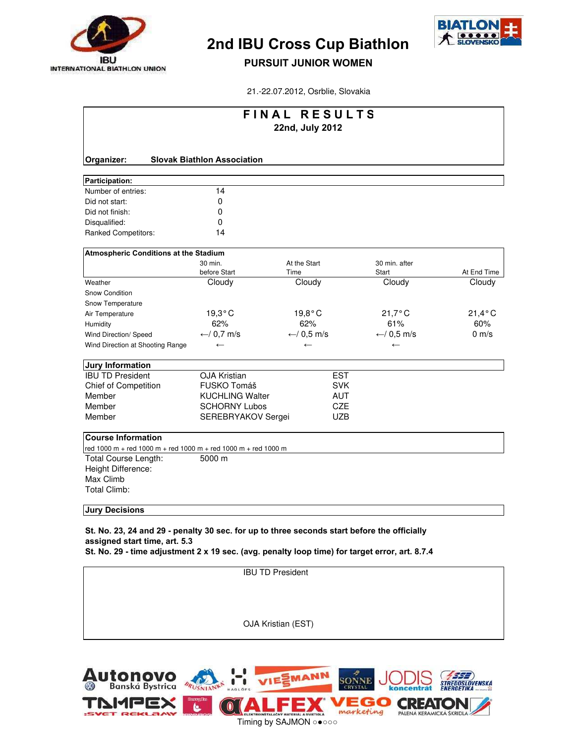# 2nd IBU Cross Cup Biathlon

## PURSUIT JUNIOR WOMEN

21.-22.07.2012, Osrblie, Slovakia

## F I N A L   R E S U L T S

**22nd, July 2012**

**Organizer:** **Slovak Biathlon Association**

| **Participation:** | |
|---|---|
| Number of entries: | 14 |
| Did not start: | 0 |
| Did not finish: | 0 |
| Disqualified: | 0 |
| Ranked Competitors: | 14 |

| **Atmospheric Conditions at the Stadium** | 30 min. before Start | At the Start Time | 30 min. after Start | At End Time |
|---|---|---|---|---|
| Weather | Cloudy | Cloudy | Cloudy | Cloudy |
| Snow Condition | | | | |
| Snow Temperature | | | | |
| Air Temperature | 19,3° C | 19,8° C | 21,7° C | 21,4° C |
| Humidity | 62% | 62% | 61% | 60% |
| Wind Direction/ Speed | ←/ 0,7 m/s | ←/ 0,5 m/s | ←/ 0,5 m/s | 0 m/s |
| Wind Direction at Shooting Range | ← | ← | ← | |

| **Jury Information** | | |
|---|---|---|
| IBU TD President | OJA Kristian | EST |
| Chief of Competition | FUSKO Tomáš | SVK |
| Member | KUCHLING Walter | AUT |
| Member | SCHORNY Lubos | CZE |
| Member | SEREBRYAKOV Sergei | UZB |

**Course Information**

red 1000 m + red 1000 m + red 1000 m + red 1000 m + red 1000 m

| | |
|---|---|
| Total Course Length: | 5000 m |
| Height Difference: | |
| Max Climb | |
| Total Climb: | |

**Jury Decisions**

**St. No. 23, 24 and 29 - penalty 30 sec. for up to three seconds start before the officially assigned start time, art. 5.3**
**St. No. 29 - time adjustment 2 x 19 sec. (avg. penalty loop time) for target error, art. 8.7.4**

IBU TD President

OJA Kristian (EST)

Timing by SAJMON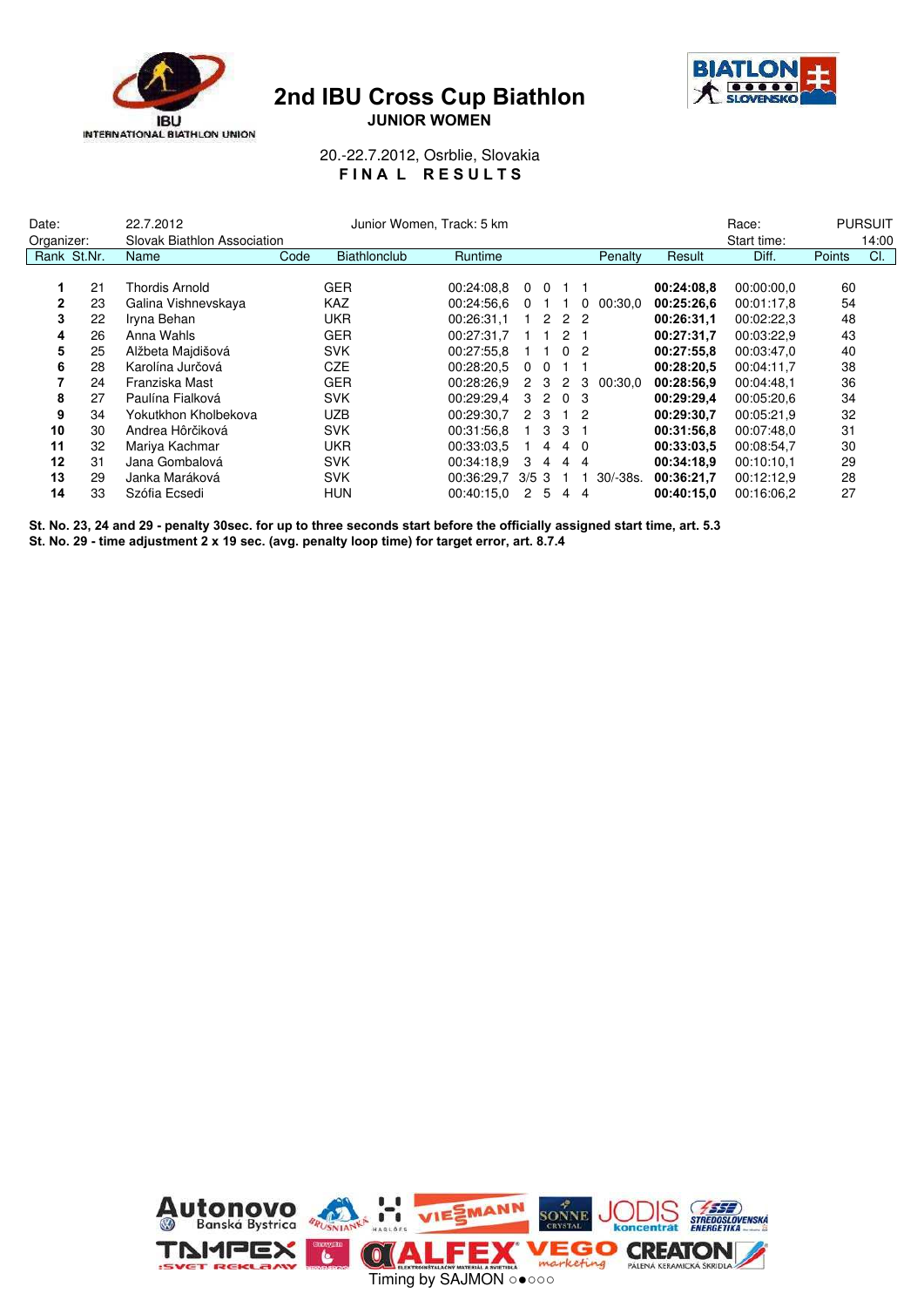# 2nd IBU Cross Cup Biathlon

**JUNIOR WOMEN**

20.-22.7.2012, Osrblie, Slovakia

**FINAL RESULTS**

Date: 22.7.2012 | Junior Women, Track: 5 km | Race: PURSUIT

Organizer: Slovak Biathlon Association | Start time: 14:00

| Rank | St.Nr. | Name | Code | Biathlonclub | Runtime | | | | | Penalty | Result | Diff. | Points | Cl. |
|---|---|---|---|---|---|---|---|---|---|---|---|---|---|---|
| **1** | 21 | Thordis Arnold | | GER | 00:24:08,8 | 0 | 0 | 1 | 1 | | **00:24:08,8** | 00:00:00,0 | 60 | |
| **2** | 23 | Galina Vishnevskaya | | KAZ | 00:24:56,6 | 0 | 1 | 1 | 0 | 00:30,0 | **00:25:26,6** | 00:01:17,8 | 54 | |
| **3** | 22 | Iryna Behan | | UKR | 00:26:31,1 | 1 | 2 | 2 | 2 | | **00:26:31,1** | 00:02:22,3 | 48 | |
| **4** | 26 | Anna Wahls | | GER | 00:27:31,7 | 1 | 1 | 2 | 1 | | **00:27:31,7** | 00:03:22,9 | 43 | |
| **5** | 25 | Alžbeta Majdišová | | SVK | 00:27:55,8 | 1 | 1 | 0 | 2 | | **00:27:55,8** | 00:03:47,0 | 40 | |
| **6** | 28 | Karolína Jurčová | | CZE | 00:28:20,5 | 0 | 0 | 1 | 1 | | **00:28:20,5** | 00:04:11,7 | 38 | |
| **7** | 24 | Franziska Mast | | GER | 00:28:26,9 | 2 | 3 | 2 | 3 | 00:30,0 | **00:28:56,9** | 00:04:48,1 | 36 | |
| **8** | 27 | Paulína Fialková | | SVK | 00:29:29,4 | 3 | 2 | 0 | 3 | | **00:29:29,4** | 00:05:20,6 | 34 | |
| **9** | 34 | Yokutkhon Kholbekova | | UZB | 00:29:30,7 | 2 | 3 | 1 | 2 | | **00:29:30,7** | 00:05:21,9 | 32 | |
| **10** | 30 | Andrea Hôrčiková | | SVK | 00:31:56,8 | 1 | 3 | 3 | 1 | | **00:31:56,8** | 00:07:48,0 | 31 | |
| **11** | 32 | Mariya Kachmar | | UKR | 00:33:03,5 | 1 | 4 | 4 | 0 | | **00:33:03,5** | 00:08:54,7 | 30 | |
| **12** | 31 | Jana Gombalová | | SVK | 00:34:18,9 | 3 | 4 | 4 | 4 | | **00:34:18,9** | 00:10:10,1 | 29 | |
| **13** | 29 | Janka Maráková | | SVK | 00:36:29,7 | 3/5 | 3 | 1 | 1 | 30/-38s. | **00:36:21,7** | 00:12:12,9 | 28 | |
| **14** | 33 | Szófia Ecsedi | | HUN | 00:40:15,0 | 2 | 5 | 4 | 4 | | **00:40:15,0** | 00:16:06,2 | 27 | |

**St. No. 23, 24 and 29 - penalty 30sec. for up to three seconds start before the officially assigned start time, art. 5.3**

**St. No. 29 - time adjustment 2 x 19 sec. (avg. penalty loop time) for target error, art. 8.7.4**

Timing by SAJMON